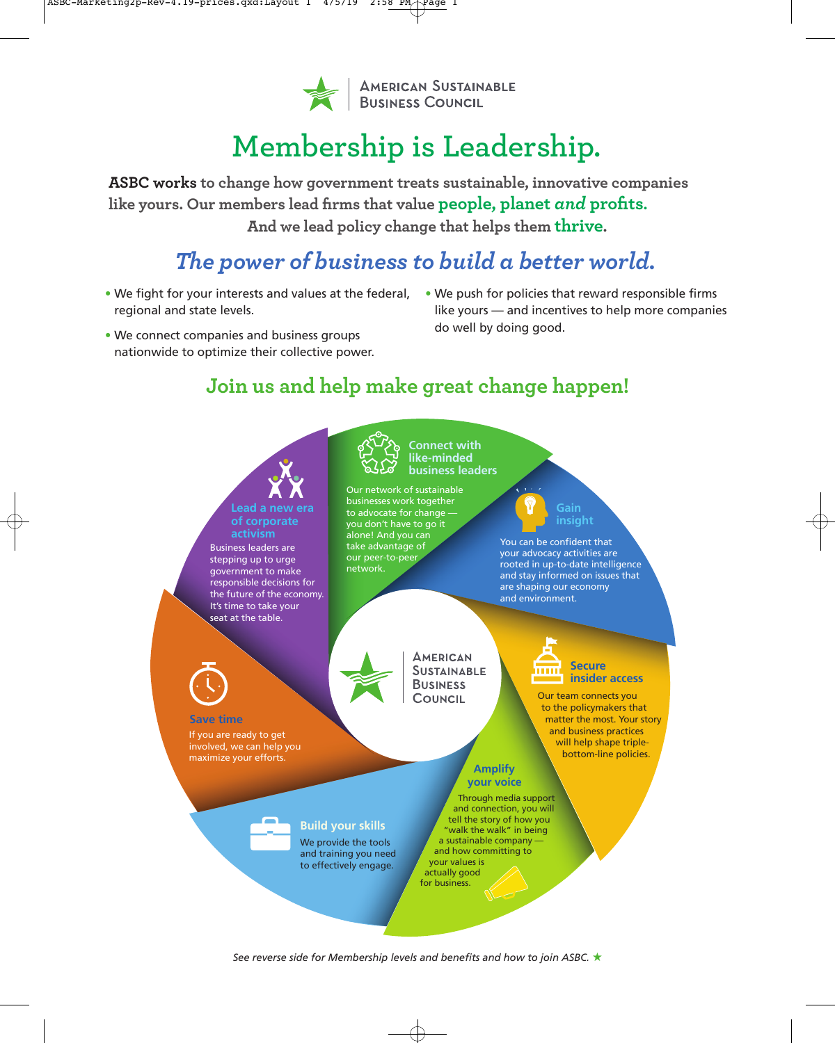American Sustainable Business Council

# Membership is Leadership.

**ASBC works to change how government treats sustainable, innovative companies like yours. Our members lead firms that value people, planet *and* profits. And we lead policy change that helps them thrive.**

## *The power of business to build a better world.*

- We fight for your interests and values at the federal, regional and state levels.
- We connect companies and business groups nationwide to optimize their collective power.
- We push for policies that reward responsible firms like yours — and incentives to help more companies do well by doing good.

## Join us and help make great change happen!

### Connect with like-minded business leaders

Our network of sustainable businesses work together to advocate for change — you don't have to go it alone! And you can take advantage of our peer-to-peer network.

### Gain insight

You can be confident that your advocacy activities are rooted in up-to-date intelligence and stay informed on issues that are shaping our economy and environment.

### Secure insider access

Our team connects you to the policymakers that matter the most. Your story and business practices will help shape triple-bottom-line policies.

### Amplify your voice

Through media support and connection, you will tell the story of how you "walk the walk" in being a sustainable company — and how committing to your values is actually good for business.

### Build your skills

We provide the tools and training you need to effectively engage.

### Save time

If you are ready to get involved, we can help you maximize your efforts.

### Lead a new era of corporate activism

Business leaders are stepping up to urge government to make responsible decisions for the future of the economy. It's time to take your seat at the table.

American Sustainable Business Council

*See reverse side for Membership levels and benefits and how to join ASBC.* ★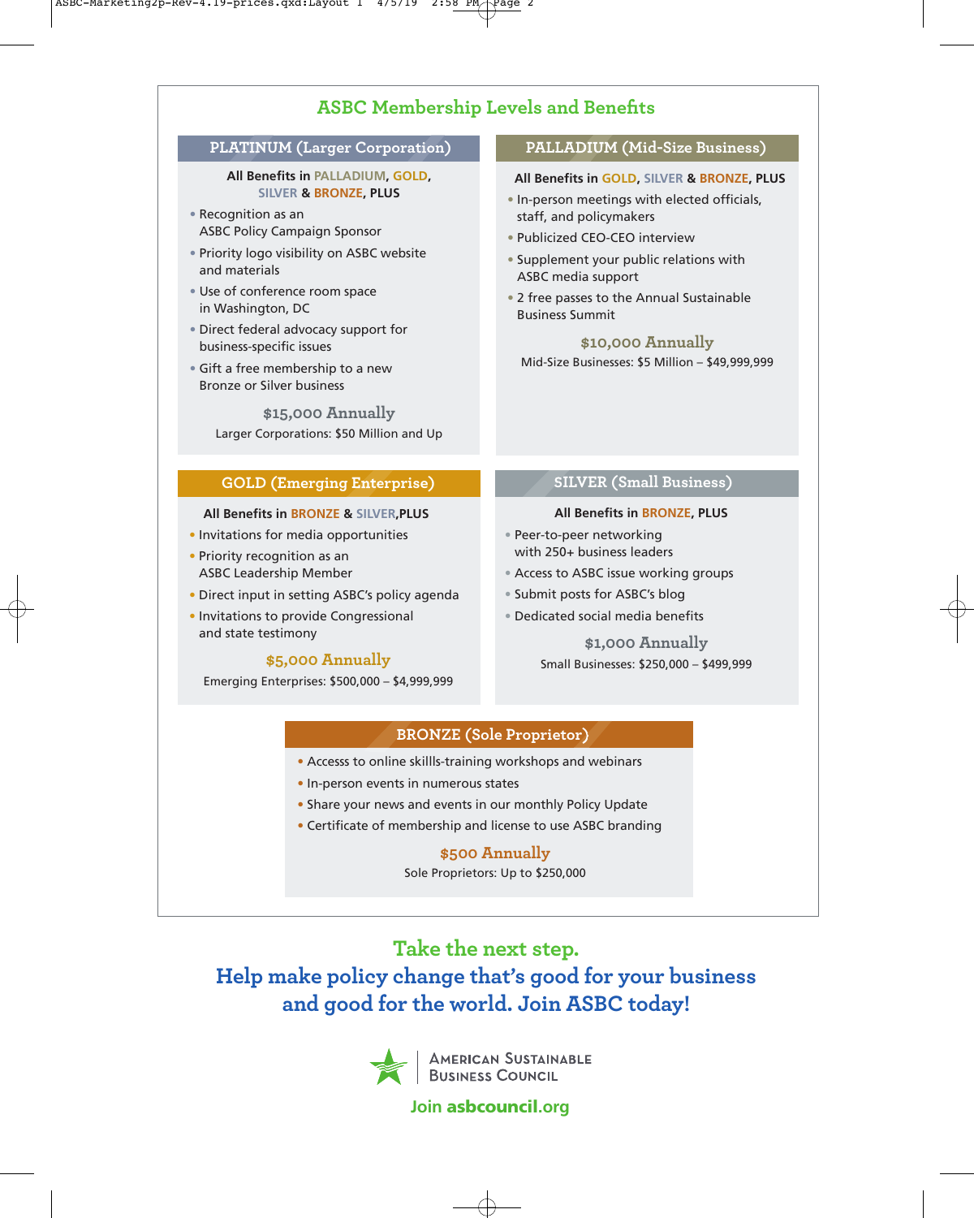## ASBC Membership Levels and Benefits

### PLATINUM (Larger Corporation)

**All Benefits in PALLADIUM, GOLD, SILVER & BRONZE, PLUS**

- Recognition as an ASBC Policy Campaign Sponsor
- Priority logo visibility on ASBC website and materials
- Use of conference room space in Washington, DC
- Direct federal advocacy support for business-specific issues
- Gift a free membership to a new Bronze or Silver business

**$15,000 Annually**

Larger Corporations: $50 Million and Up

### PALLADIUM (Mid-Size Business)

**All Benefits in GOLD, SILVER & BRONZE, PLUS**

- In-person meetings with elected officials, staff, and policymakers
- Publicized CEO-CEO interview
- Supplement your public relations with ASBC media support
- 2 free passes to the Annual Sustainable Business Summit

**$10,000 Annually**

Mid-Size Businesses: $5 Million – $49,999,999

### GOLD (Emerging Enterprise)

**All Benefits in BRONZE & SILVER,PLUS**

- Invitations for media opportunities
- Priority recognition as an ASBC Leadership Member
- Direct input in setting ASBC's policy agenda
- Invitations to provide Congressional and state testimony

**$5,000 Annually**

Emerging Enterprises: $500,000 – $4,999,999

### SILVER (Small Business)

**All Benefits in BRONZE, PLUS**

- Peer-to-peer networking with 250+ business leaders
- Access to ASBC issue working groups
- Submit posts for ASBC's blog
- Dedicated social media benefits

**$1,000 Annually**

Small Businesses: $250,000 – $499,999

### BRONZE (Sole Proprietor)

- Accesss to online skillls-training workshops and webinars
- In-person events in numerous states
- Share your news and events in our monthly Policy Update
- Certificate of membership and license to use ASBC branding

**$500 Annually**

Sole Proprietors: Up to $250,000

## Take the next step.

## Help make policy change that's good for your business and good for the world. Join ASBC today!

American Sustainable Business Council

Join asbcouncil.org